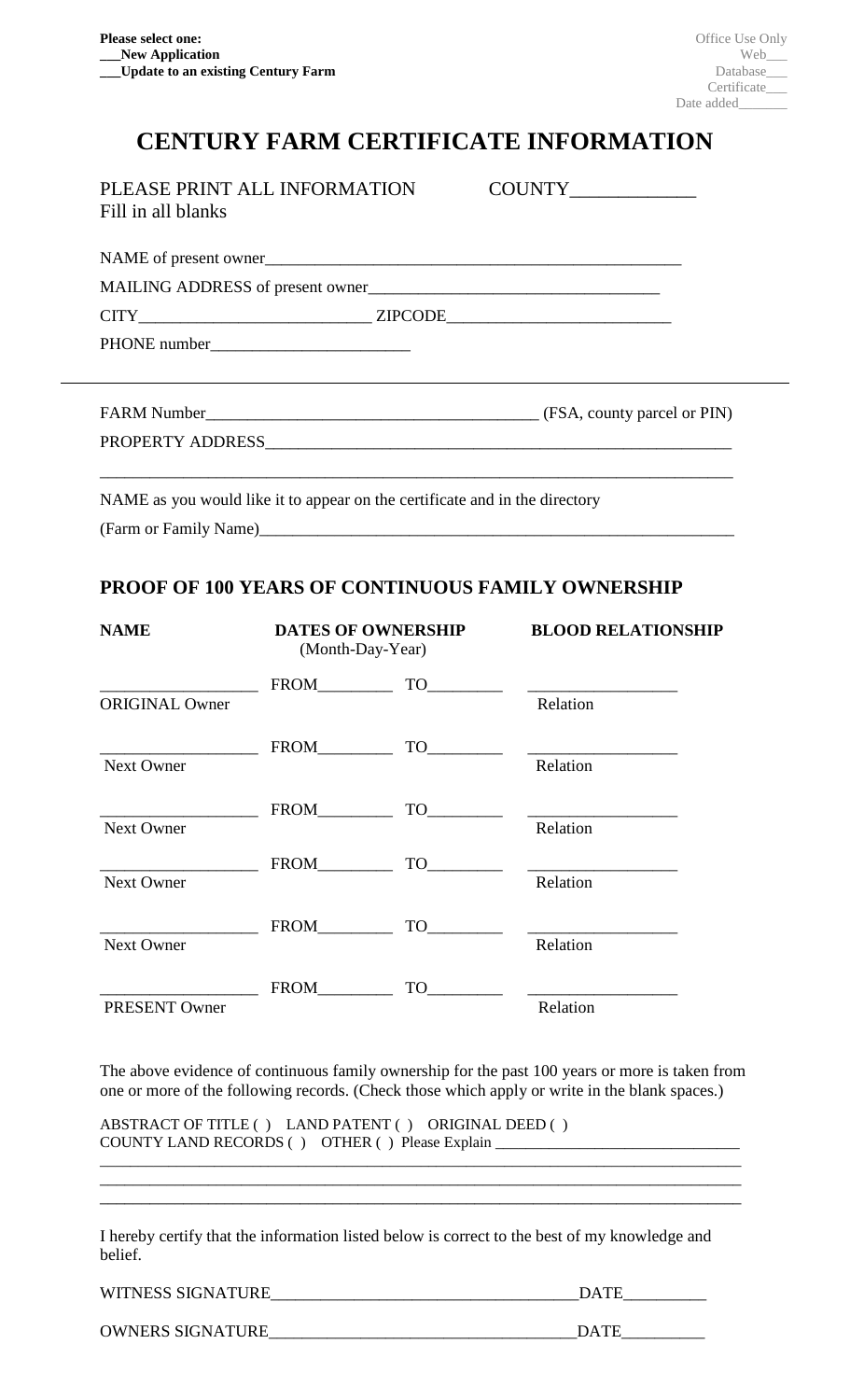**Please select one:**
**___New Application**
**___Update to an existing Century Farm**

Office Use Only
Web___
Database___
Certificate___
Date added_______

# CENTURY FARM CERTIFICATE INFORMATION

PLEASE PRINT ALL INFORMATION
Fill in all blanks

COUNTY_____________

NAME of present owner_____________________________________________________

MAILING ADDRESS of present owner__________________________________

CITY___________________________ ZIPCODE__________________________

PHONE number________________________

---

FARM Number_______________________________________ (FSA, county parcel or PIN)

PROPERTY ADDRESS_________________________________________________________

_______________________________________________________________________________

NAME as you would like it to appear on the certificate and in the directory

(Farm or Family Name)______________________________________________________

## PROOF OF 100 YEARS OF CONTINUOUS FAMILY OWNERSHIP

| NAME | DATES OF OWNERSHIP (Month-Day-Year) | | BLOOD RELATIONSHIP |
|---|---|---|---|
| __________________ ORIGINAL Owner | FROM_________ | TO_________ | __________________ Relation |
| __________________ Next Owner | FROM_________ | TO_________ | __________________ Relation |
| __________________ Next Owner | FROM_________ | TO_________ | __________________ Relation |
| __________________ Next Owner | FROM_________ | TO_________ | __________________ Relation |
| __________________ Next Owner | FROM_________ | TO_________ | __________________ Relation |
| __________________ PRESENT Owner | FROM_________ | TO_________ | __________________ Relation |

The above evidence of continuous family ownership for the past 100 years or more is taken from one or more of the following records. (Check those which apply or write in the blank spaces.)

ABSTRACT OF TITLE ( ) LAND PATENT ( ) ORIGINAL DEED ( )
COUNTY LAND RECORDS ( ) OTHER ( ) Please Explain _______________________________
_______________________________________________________________________________
_______________________________________________________________________________
_______________________________________________________________________________

I hereby certify that the information listed below is correct to the best of my knowledge and belief.

WITNESS SIGNATURE____________________________________DATE__________

OWNERS SIGNATURE_____________________________________DATE__________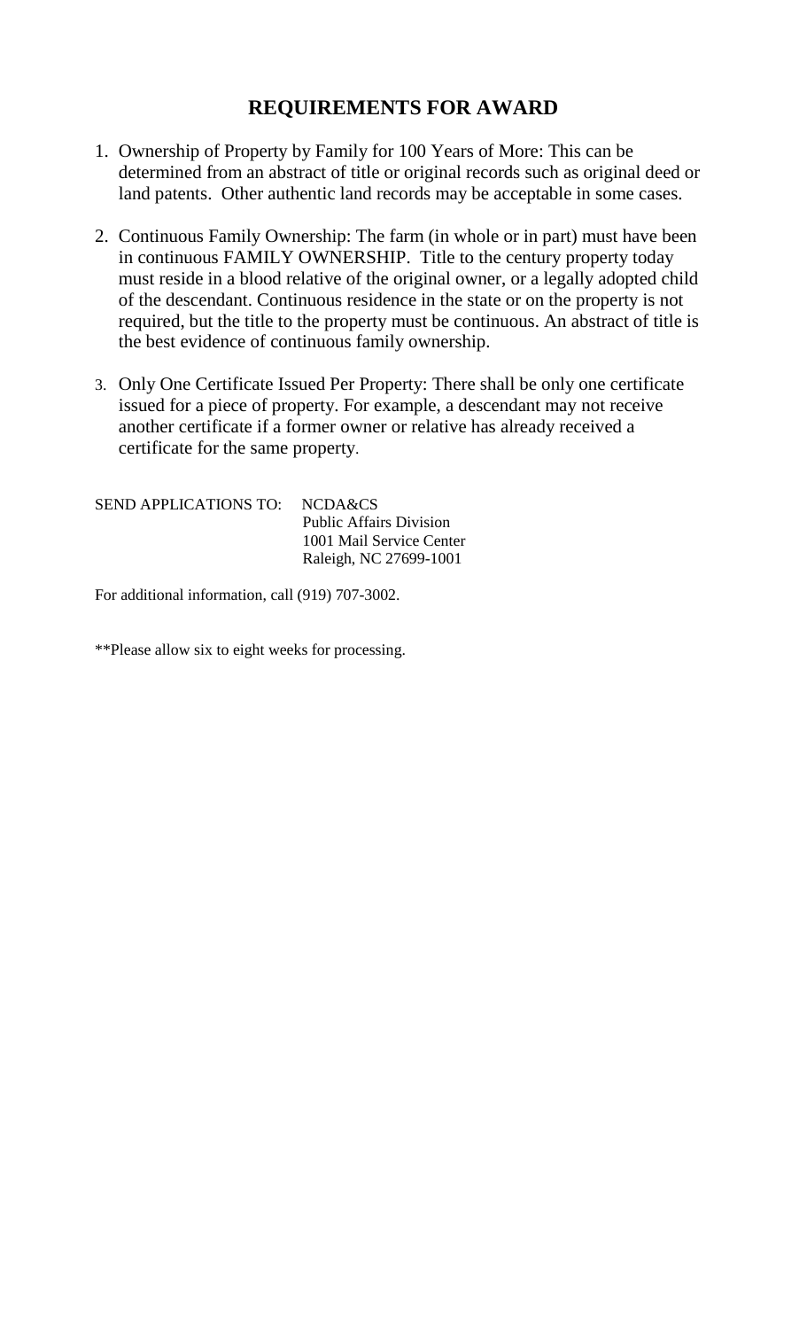## REQUIREMENTS FOR AWARD

1. Ownership of Property by Family for 100 Years of More: This can be determined from an abstract of title or original records such as original deed or land patents. Other authentic land records may be acceptable in some cases.

2. Continuous Family Ownership: The farm (in whole or in part) must have been in continuous FAMILY OWNERSHIP. Title to the century property today must reside in a blood relative of the original owner, or a legally adopted child of the descendant. Continuous residence in the state or on the property is not required, but the title to the property must be continuous. An abstract of title is the best evidence of continuous family ownership.

3. Only One Certificate Issued Per Property: There shall be only one certificate issued for a piece of property. For example, a descendant may not receive another certificate if a former owner or relative has already received a certificate for the same property.

SEND APPLICATIONS TO: NCDA&CS
Public Affairs Division
1001 Mail Service Center
Raleigh, NC 27699-1001

For additional information, call (919) 707-3002.

**Please allow six to eight weeks for processing.